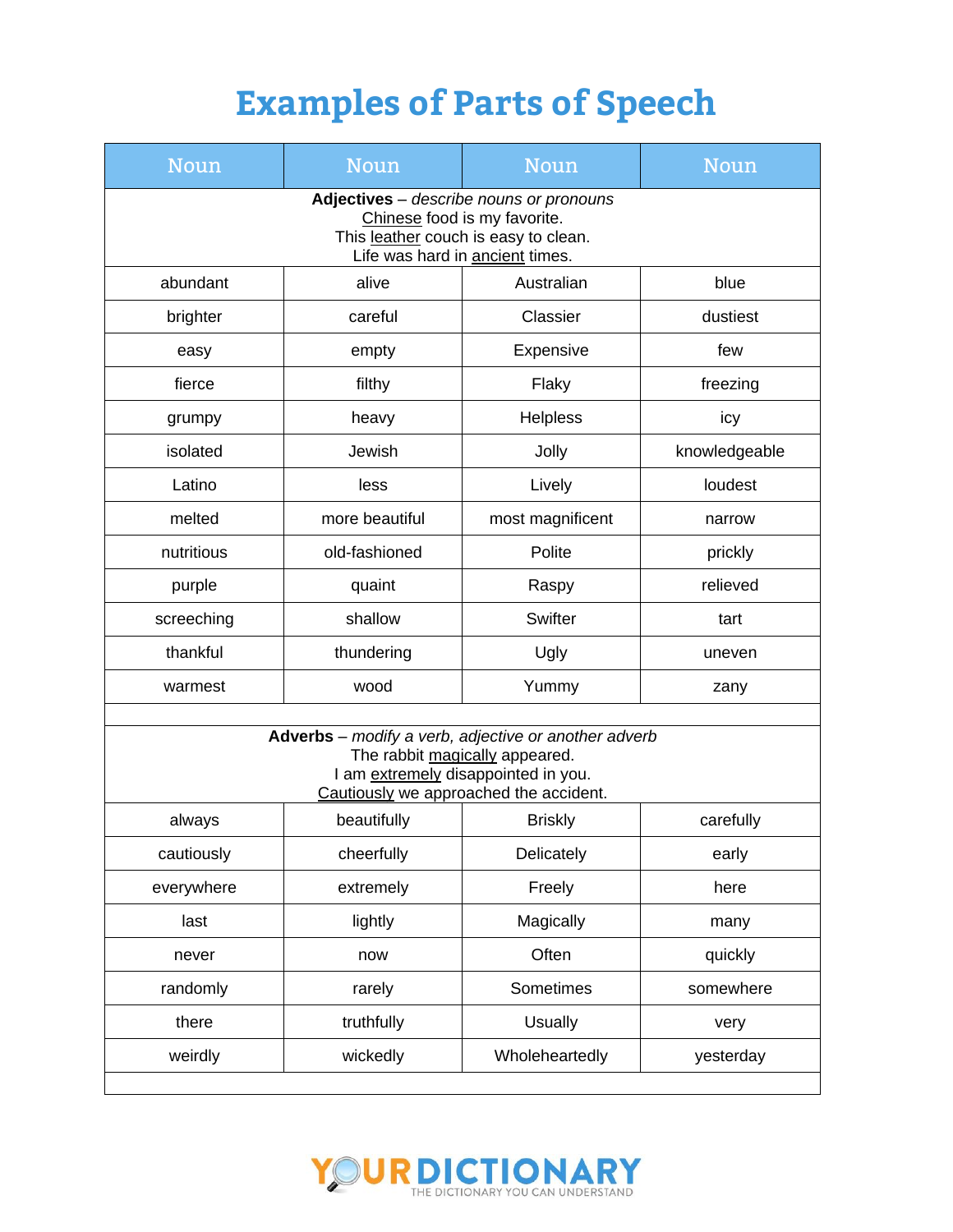# Examples of Parts of Speech

| Noun | Noun | Noun | Noun |
|---|---|---|---|
| **Adjectives** – *describe nouns or pronouns*<br>Chinese food is my favorite.<br>This leather couch is easy to clean.<br>Life was hard in ancient times. | | | |
| abundant | alive | Australian | blue |
| brighter | careful | Classier | dustiest |
| easy | empty | Expensive | few |
| fierce | filthy | Flaky | freezing |
| grumpy | heavy | Helpless | icy |
| isolated | Jewish | Jolly | knowledgeable |
| Latino | less | Lively | loudest |
| melted | more beautiful | most magnificent | narrow |
| nutritious | old-fashioned | Polite | prickly |
| purple | quaint | Raspy | relieved |
| screeching | shallow | Swifter | tart |
| thankful | thundering | Ugly | uneven |
| warmest | wood | Yummy | zany |
| | | | |
| **Adverbs** – *modify a verb, adjective or another adverb*<br>The rabbit magically appeared.<br>I am extremely disappointed in you.<br>Cautiously we approached the accident. | | | |
| always | beautifully | Briskly | carefully |
| cautiously | cheerfully | Delicately | early |
| everywhere | extremely | Freely | here |
| last | lightly | Magically | many |
| never | now | Often | quickly |
| randomly | rarely | Sometimes | somewhere |
| there | truthfully | Usually | very |
| weirdly | wickedly | Wholeheartedly | yesterday |
| | | | |

YOURDICTIONARY
THE DICTIONARY YOU CAN UNDERSTAND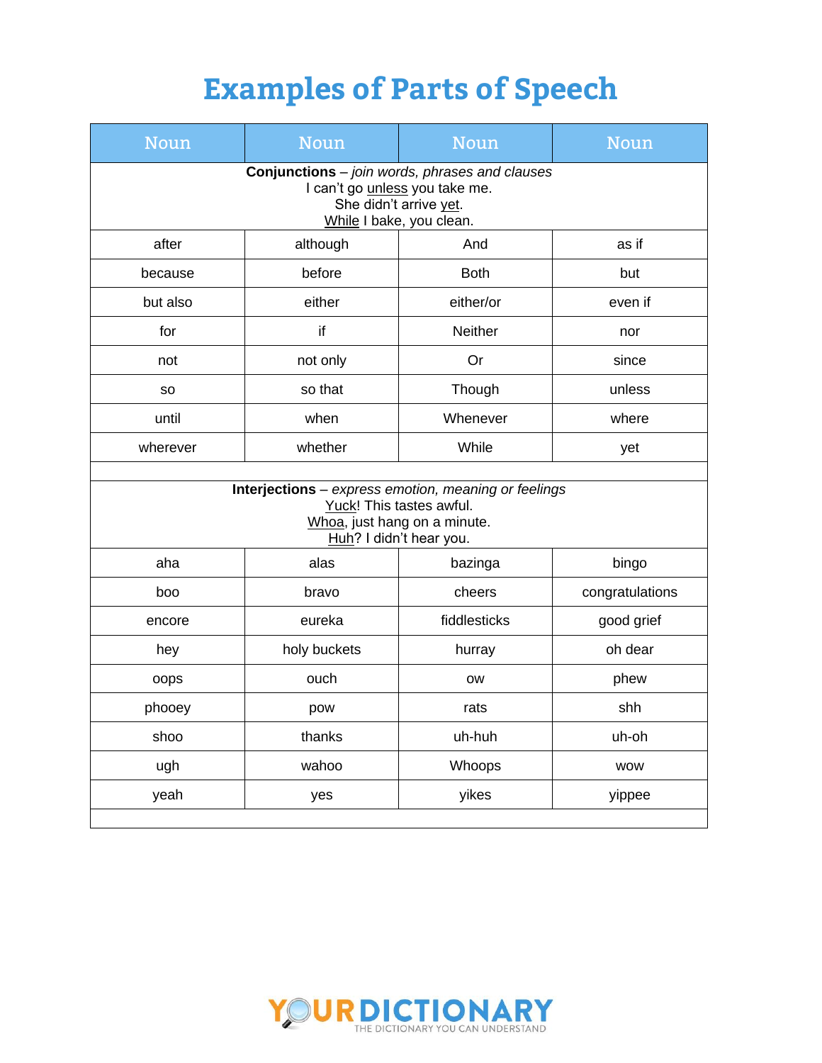# Examples of Parts of Speech

| Noun | Noun | Noun | Noun |
|---|---|---|---|
| **Conjunctions** – *join words, phrases and clauses*<br>I can't go unless you take me.<br>She didn't arrive yet.<br>While I bake, you clean. | | | |
| after | although | And | as if |
| because | before | Both | but |
| but also | either | either/or | even if |
| for | if | Neither | nor |
| not | not only | Or | since |
| so | so that | Though | unless |
| until | when | Whenever | where |
| wherever | whether | While | yet |
| | | | |
| **Interjections** – *express emotion, meaning or feelings*<br>Yuck! This tastes awful.<br>Whoa, just hang on a minute.<br>Huh? I didn't hear you. | | | |
| aha | alas | bazinga | bingo |
| boo | bravo | cheers | congratulations |
| encore | eureka | fiddlesticks | good grief |
| hey | holy buckets | hurray | oh dear |
| oops | ouch | ow | phew |
| phooey | pow | rats | shh |
| shoo | thanks | uh-huh | uh-oh |
| ugh | wahoo | Whoops | wow |
| yeah | yes | yikes | yippee |
| | | | |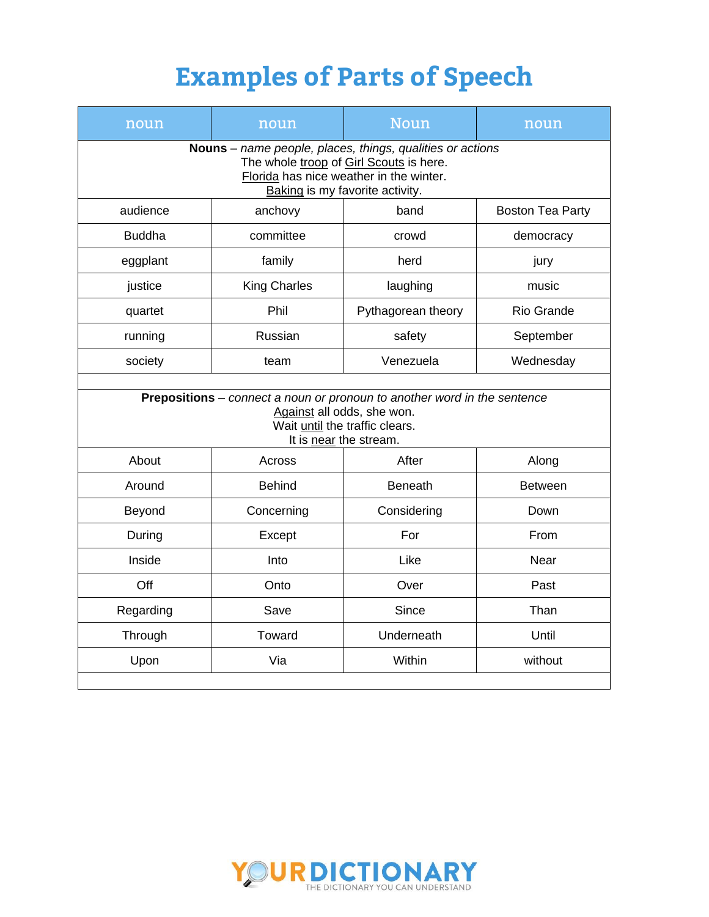# Examples of Parts of Speech

| noun | noun | Noun | noun |
|---|---|---|---|
| **Nouns** – *name people, places, things, qualities or actions*<br>The whole troop of Girl Scouts is here.<br>Florida has nice weather in the winter.<br>Baking is my favorite activity. | | | |
| audience | anchovy | band | Boston Tea Party |
| Buddha | committee | crowd | democracy |
| eggplant | family | herd | jury |
| justice | King Charles | laughing | music |
| quartet | Phil | Pythagorean theory | Rio Grande |
| running | Russian | safety | September |
| society | team | Venezuela | Wednesday |
| | | | |
| **Prepositions** – *connect a noun or pronoun to another word in the sentence*<br>Against all odds, she won.<br>Wait until the traffic clears.<br>It is near the stream. | | | |
| About | Across | After | Along |
| Around | Behind | Beneath | Between |
| Beyond | Concerning | Considering | Down |
| During | Except | For | From |
| Inside | Into | Like | Near |
| Off | Onto | Over | Past |
| Regarding | Save | Since | Than |
| Through | Toward | Underneath | Until |
| Upon | Via | Within | without |
| | | | |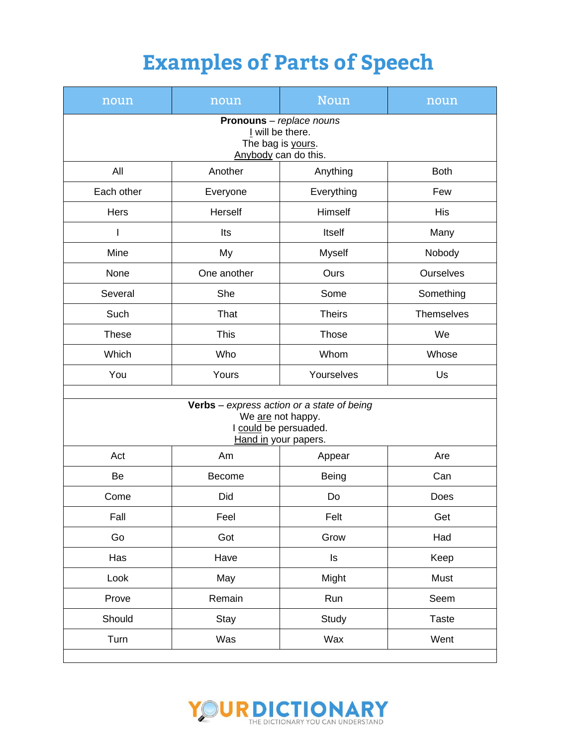# Examples of Parts of Speech

| noun | noun | Noun | noun |
|---|---|---|---|
| **Pronouns** – *replace nouns*<br>I will be there.<br>The bag is yours.<br>Anybody can do this. | | | |
| All | Another | Anything | Both |
| Each other | Everyone | Everything | Few |
| Hers | Herself | Himself | His |
| I | Its | Itself | Many |
| Mine | My | Myself | Nobody |
| None | One another | Ours | Ourselves |
| Several | She | Some | Something |
| Such | That | Theirs | Themselves |
| These | This | Those | We |
| Which | Who | Whom | Whose |
| You | Yours | Yourselves | Us |
| | | | |
| **Verbs** – *express action or a state of being*<br>We are not happy.<br>I could be persuaded.<br>Hand in your papers. | | | |
| Act | Am | Appear | Are |
| Be | Become | Being | Can |
| Come | Did | Do | Does |
| Fall | Feel | Felt | Get |
| Go | Got | Grow | Had |
| Has | Have | Is | Keep |
| Look | May | Might | Must |
| Prove | Remain | Run | Seem |
| Should | Stay | Study | Taste |
| Turn | Was | Wax | Went |
| | | | |

YOURDICTIONARY
THE DICTIONARY YOU CAN UNDERSTAND